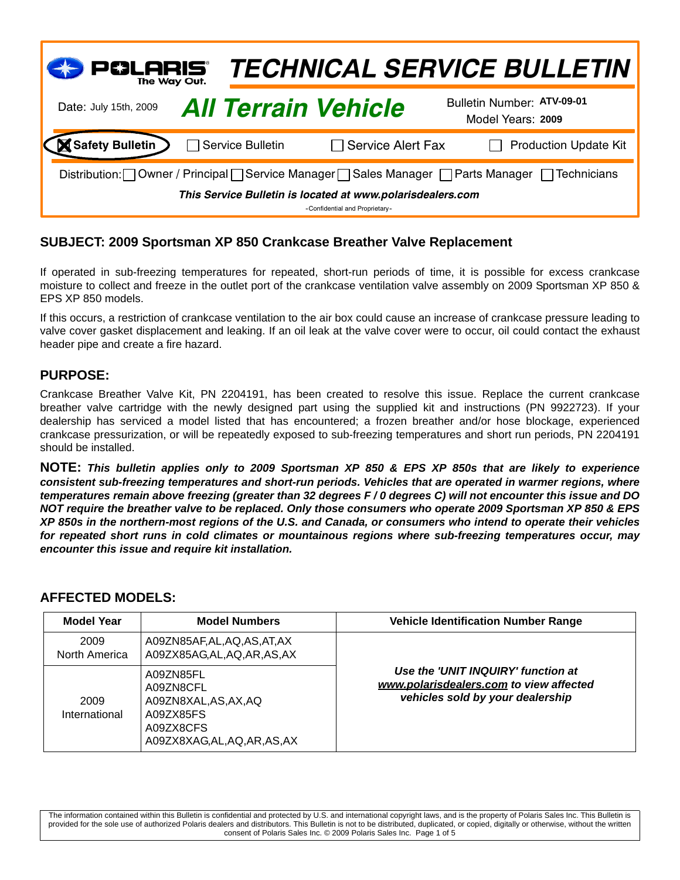# POLARIS — The Way Out.

# TECHNICAL SERVICE BULLETIN

Date: July 15th, 2009

## All Terrain Vehicle

Bulletin Number: **ATV-09-01**
Model Years: **2009**

☒ **Safety Bulletin** ☐ Service Bulletin ☐ Service Alert Fax ☐ Production Update Kit

Distribution: ☐ Owner / Principal ☐ Service Manager ☐ Sales Manager ☐ Parts Manager ☐ Technicians

***This Service Bulletin is located at www.polarisdealers.com***

-Confidential and Proprietary-

## SUBJECT: 2009 Sportsman XP 850 Crankcase Breather Valve Replacement

If operated in sub-freezing temperatures for repeated, short-run periods of time, it is possible for excess crankcase moisture to collect and freeze in the outlet port of the crankcase ventilation valve assembly on 2009 Sportsman XP 850 & EPS XP 850 models.

If this occurs, a restriction of crankcase ventilation to the air box could cause an increase of crankcase pressure leading to valve cover gasket displacement and leaking. If an oil leak at the valve cover were to occur, oil could contact the exhaust header pipe and create a fire hazard.

## PURPOSE:

Crankcase Breather Valve Kit, PN 2204191, has been created to resolve this issue. Replace the current crankcase breather valve cartridge with the newly designed part using the supplied kit and instructions (PN 9922723). If your dealership has serviced a model listed that has encountered; a frozen breather and/or hose blockage, experienced crankcase pressurization, or will be repeatedly exposed to sub-freezing temperatures and short run periods, PN 2204191 should be installed.

**NOTE:** ***This bulletin applies only to 2009 Sportsman XP 850 & EPS XP 850s that are likely to experience consistent sub-freezing temperatures and short-run periods. Vehicles that are operated in warmer regions, where temperatures remain above freezing (greater than 32 degrees F / 0 degrees C) will not encounter this issue and DO NOT require the breather valve to be replaced. Only those consumers who operate 2009 Sportsman XP 850 & EPS XP 850s in the northern-most regions of the U.S. and Canada, or consumers who intend to operate their vehicles for repeated short runs in cold climates or mountainous regions where sub-freezing temperatures occur, may encounter this issue and require kit installation.***

## AFFECTED MODELS:

| Model Year | Model Numbers | Vehicle Identification Number Range |
|---|---|---|
| 2009 North America | A09ZN85AF,AL,AQ,AS,AT,AX<br>A09ZX85AG,AL,AQ,AR,AS,AX | ***Use the 'UNIT INQUIRY' function at www.polarisdealers.com to view affected vehicles sold by your dealership*** |
| 2009 International | A09ZN85FL<br>A09ZN8CFL<br>A09ZN8XAL,AS,AX,AQ<br>A09ZX85FS<br>A09ZX8CFS<br>A09ZX8XAG,AL,AQ,AR,AS,AX | |

The information contained within this Bulletin is confidential and protected by U.S. and international copyright laws, and is the property of Polaris Sales Inc. This Bulletin is provided for the sole use of authorized Polaris dealers and distributors. This Bulletin is not to be distributed, duplicated, or copied, digitally or otherwise, without the written consent of Polaris Sales Inc. © 2009 Polaris Sales Inc.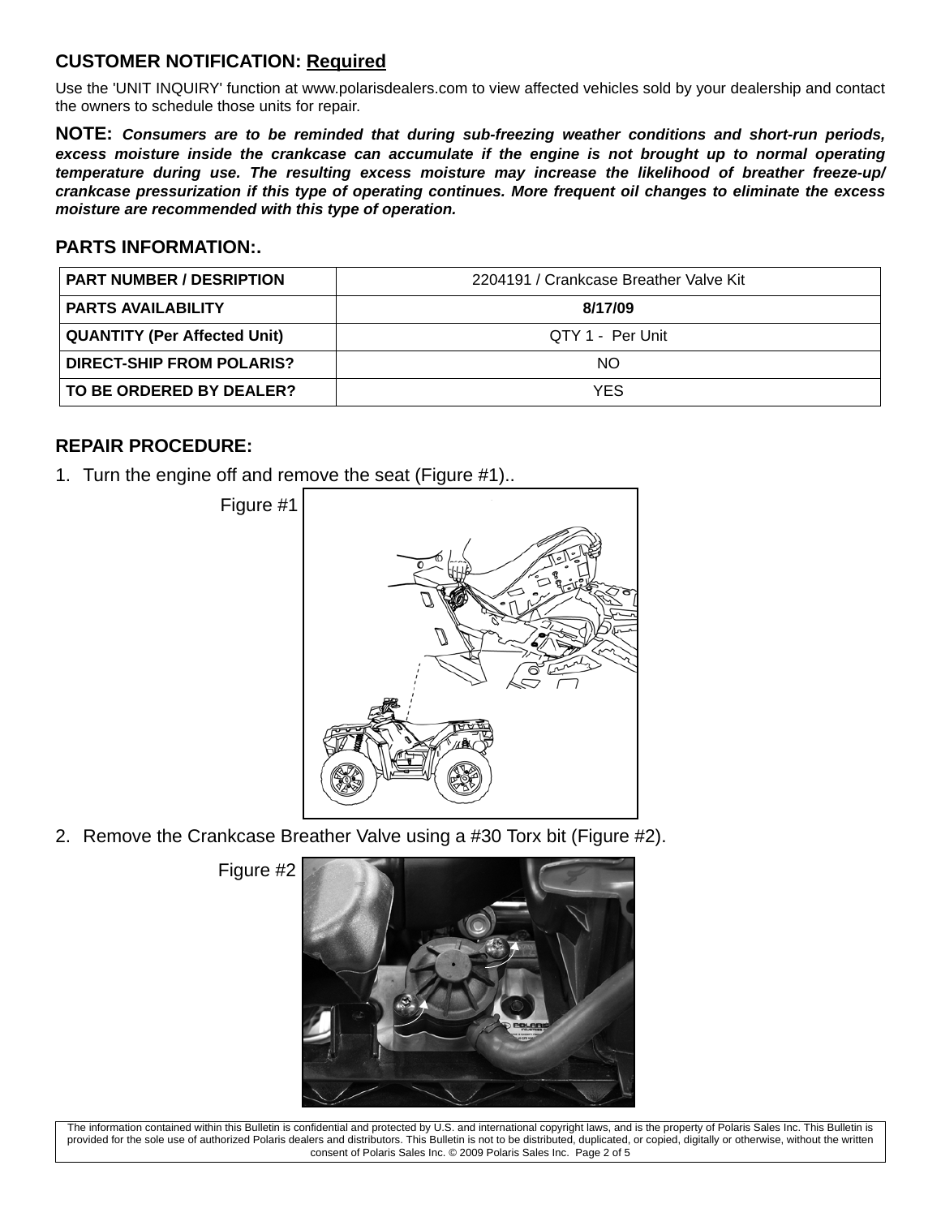## CUSTOMER NOTIFICATION: Required

Use the 'UNIT INQUIRY' function at www.polarisdealers.com to view affected vehicles sold by your dealership and contact the owners to schedule those units for repair.

**NOTE:** ***Consumers are to be reminded that during sub-freezing weather conditions and short-run periods, excess moisture inside the crankcase can accumulate if the engine is not brought up to normal operating temperature during use. The resulting excess moisture may increase the likelihood of breather freeze-up/ crankcase pressurization if this type of operating continues. More frequent oil changes to eliminate the excess moisture are recommended with this type of operation.***

## PARTS INFORMATION:.

| PART NUMBER / DESRIPTION | 2204191 / Crankcase Breather Valve Kit |
|---|---|
| **PARTS AVAILABILITY** | **8/17/09** |
| **QUANTITY (Per Affected Unit)** | QTY 1 - Per Unit |
| **DIRECT-SHIP FROM POLARIS?** | NO |
| **TO BE ORDERED BY DEALER?** | YES |

## REPAIR PROCEDURE:

1. Turn the engine off and remove the seat (Figure #1)..

Figure #1

2. Remove the Crankcase Breather Valve using a #30 Torx bit (Figure #2).

Figure #2

The information contained within this Bulletin is confidential and protected by U.S. and international copyright laws, and is the property of Polaris Sales Inc. This Bulletin is provided for the sole use of authorized Polaris dealers and distributors. This Bulletin is not to be distributed, duplicated, or copied, digitally or otherwise, without the written consent of Polaris Sales Inc. © 2009 Polaris Sales Inc.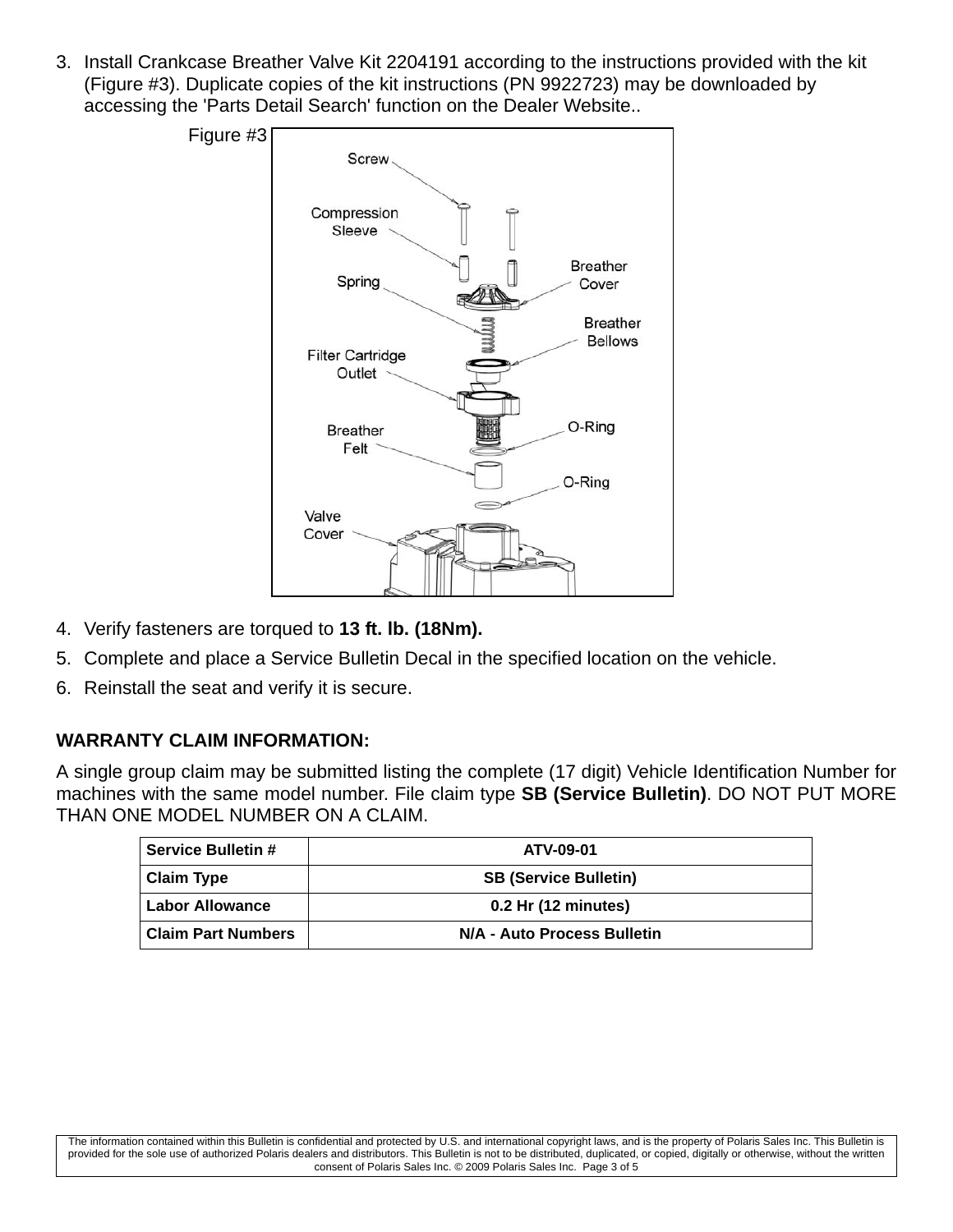3. Install Crankcase Breather Valve Kit 2204191 according to the instructions provided with the kit (Figure #3). Duplicate copies of the kit instructions (PN 9922723) may be downloaded by accessing the 'Parts Detail Search' function on the Dealer Website..

Figure #3

4. Verify fasteners are torqued to **13 ft. lb. (18Nm).**
5. Complete and place a Service Bulletin Decal in the specified location on the vehicle.
6. Reinstall the seat and verify it is secure.

**WARRANTY CLAIM INFORMATION:**

A single group claim may be submitted listing the complete (17 digit) Vehicle Identification Number for machines with the same model number. File claim type **SB (Service Bulletin)**. DO NOT PUT MORE THAN ONE MODEL NUMBER ON A CLAIM.

| **Service Bulletin #** | **ATV-09-01** |
|---|---|
| **Claim Type** | **SB (Service Bulletin)** |
| **Labor Allowance** | **0.2 Hr (12 minutes)** |
| **Claim Part Numbers** | **N/A - Auto Process Bulletin** |

The information contained within this Bulletin is confidential and protected by U.S. and international copyright laws, and is the property of Polaris Sales Inc. This Bulletin is provided for the sole use of authorized Polaris dealers and distributors. This Bulletin is not to be distributed, duplicated, or copied, digitally or otherwise, without the written consent of Polaris Sales Inc. © 2009 Polaris Sales Inc.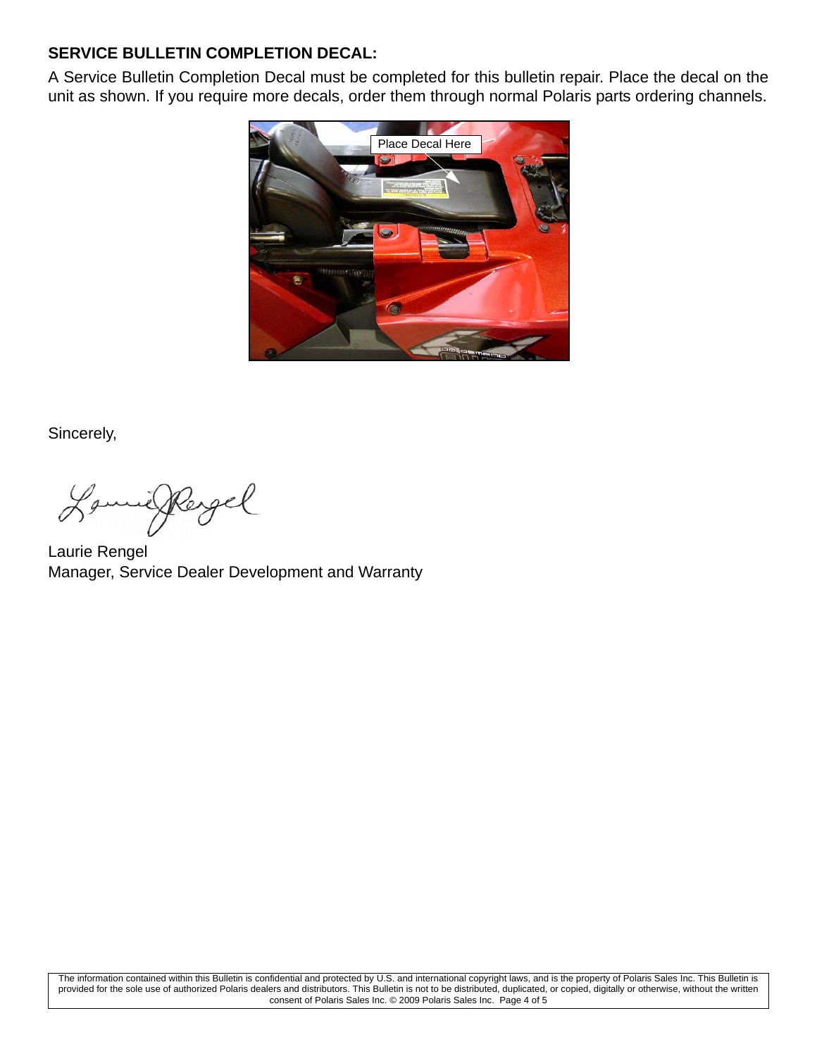## SERVICE BULLETIN COMPLETION DECAL:

A Service Bulletin Completion Decal must be completed for this bulletin repair. Place the decal on the unit as shown. If you require more decals, order them through normal Polaris parts ordering channels.

Place Decal Here

Sincerely,

Laurie Rengel
Manager, Service Dealer Development and Warranty

The information contained within this Bulletin is confidential and protected by U.S. and international copyright laws, and is the property of Polaris Sales Inc. This Bulletin is provided for the sole use of authorized Polaris dealers and distributors. This Bulletin is not to be distributed, duplicated, or copied, digitally or otherwise, without the written consent of Polaris Sales Inc. © 2009 Polaris Sales Inc.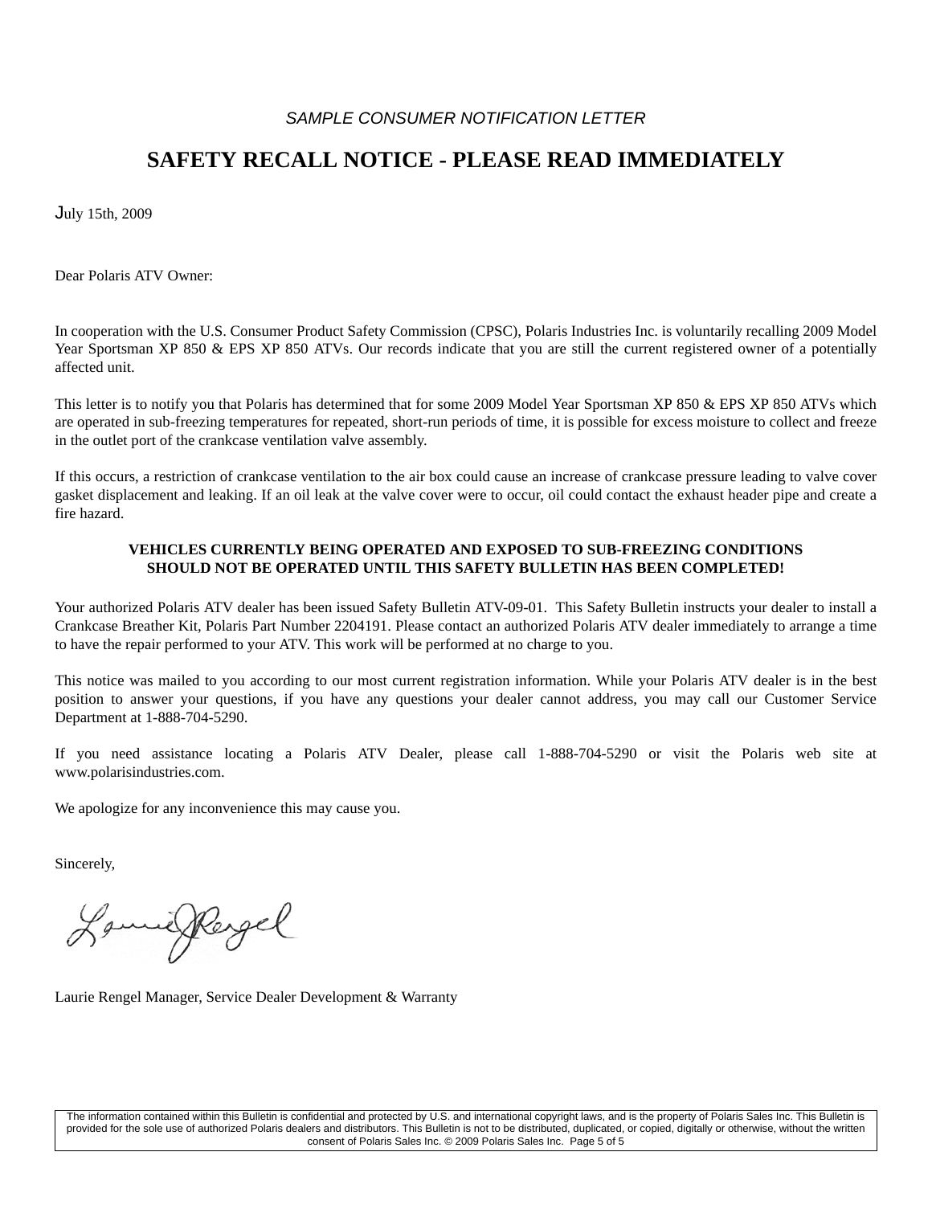*SAMPLE CONSUMER NOTIFICATION LETTER*

# SAFETY RECALL NOTICE - PLEASE READ IMMEDIATELY

July 15th, 2009

Dear Polaris ATV Owner:

In cooperation with the U.S. Consumer Product Safety Commission (CPSC), Polaris Industries Inc. is voluntarily recalling 2009 Model Year Sportsman XP 850 & EPS XP 850 ATVs. Our records indicate that you are still the current registered owner of a potentially affected unit.

This letter is to notify you that Polaris has determined that for some 2009 Model Year Sportsman XP 850 & EPS XP 850 ATVs which are operated in sub-freezing temperatures for repeated, short-run periods of time, it is possible for excess moisture to collect and freeze in the outlet port of the crankcase ventilation valve assembly.

If this occurs, a restriction of crankcase ventilation to the air box could cause an increase of crankcase pressure leading to valve cover gasket displacement and leaking. If an oil leak at the valve cover were to occur, oil could contact the exhaust header pipe and create a fire hazard.

**VEHICLES CURRENTLY BEING OPERATED AND EXPOSED TO SUB-FREEZING CONDITIONS SHOULD NOT BE OPERATED UNTIL THIS SAFETY BULLETIN HAS BEEN COMPLETED!**

Your authorized Polaris ATV dealer has been issued Safety Bulletin ATV-09-01. This Safety Bulletin instructs your dealer to install a Crankcase Breather Kit, Polaris Part Number 2204191. Please contact an authorized Polaris ATV dealer immediately to arrange a time to have the repair performed to your ATV. This work will be performed at no charge to you.

This notice was mailed to you according to our most current registration information. While your Polaris ATV dealer is in the best position to answer your questions, if you have any questions your dealer cannot address, you may call our Customer Service Department at 1-888-704-5290.

If you need assistance locating a Polaris ATV Dealer, please call 1-888-704-5290 or visit the Polaris web site at www.polarisindustries.com.

We apologize for any inconvenience this may cause you.

Sincerely,

Laurie Rengel Manager, Service Dealer Development & Warranty

The information contained within this Bulletin is confidential and protected by U.S. and international copyright laws, and is the property of Polaris Sales Inc. This Bulletin is provided for the sole use of authorized Polaris dealers and distributors. This Bulletin is not to be distributed, duplicated, or copied, digitally or otherwise, without the written consent of Polaris Sales Inc. © 2009 Polaris Sales Inc.